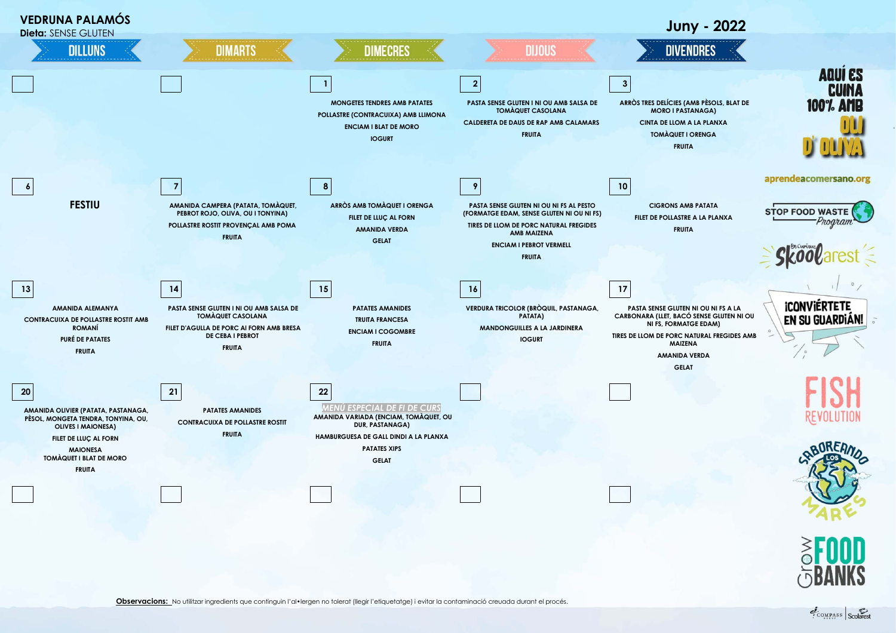# VEDRUNA PALAMÓS

**Dieta:** SENSE GLUTEN

## Juny - 2022

| DILLUNS | DIMARTS | DIMECRES | DIJOUS | DIVENDRES |
|---|---|---|---|---|
| | | **1**<br>MONGETES TENDRES AMB PATATES<br>POLLASTRE (CONTRACUIXA) AMB LLIMONA<br>ENCIAM I BLAT DE MORO<br>IOGURT | **2**<br>PASTA SENSE GLUTEN I NI OU AMB SALSA DE TOMÀQUET CASOLANA<br>CALDERETA DE DAUS DE RAP AMB CALAMARS<br>FRUITA | **3**<br>ARRÒS TRES DELÍCIES (AMB PÈSOLS, BLAT DE MORO I PASTANAGA)<br>CINTA DE LLOM A LA PLANXA<br>TOMÀQUET I ORENGA<br>FRUITA |
| **6**<br>FESTIU | **7**<br>AMANIDA CAMPERA (PATATA, TOMÀQUET, PEBROT ROJO, OLIVA, OU I TONYINA)<br>POLLASTRE ROSTIT PROVENÇAL AMB POMA<br>FRUITA | **8**<br>ARRÒS AMB TOMÀQUET I ORENGA<br>FILET DE LLUÇ AL FORN<br>AMANIDA VERDA<br>GELAT | **9**<br>PASTA SENSE GLUTEN NI OU NI FS AL PESTO (FORMATGE EDAM, SENSE GLUTEN NI OU NI FS)<br>TIRES DE LLOM DE PORC NATURAL FREGIDES AMB MAIZENA<br>ENCIAM I PEBROT VERMELL<br>FRUITA | **10**<br>CIGRONS AMB PATATA<br>FILET DE POLLASTRE A LA PLANXA<br>FRUITA |
| **13**<br>AMANIDA ALEMANYA<br>CONTRACUIXA DE POLLASTRE ROSTIT AMB ROMANÍ<br>PURÉ DE PATATES<br>FRUITA | **14**<br>PASTA SENSE GLUTEN I NI OU AMB SALSA DE TOMÀQUET CASOLANA<br>FILET D'AGULLA DE PORC AL FORN AMB BRESA DE CEBA I PEBROT<br>FRUITA | **15**<br>PATATES AMANIDES<br>TRUITA FRANCESA<br>ENCIAM I COGOMBRE<br>FRUITA | **16**<br>VERDURA TRICOLOR (BRÒQUIL, PASTANAGA, PATATA)<br>MANDONGUILLES A LA JARDINERA<br>IOGURT | **17**<br>PASTA SENSE GLUTEN NI OU NI FS A LA CARBONARA (LLET, BACÓ SENSE GLUTEN NI OU NI FS, FORMATGE EDAM)<br>TIRES DE LLOM DE PORC NATURAL FREGIDES AMB MAIZENA<br>AMANIDA VERDA<br>GELAT |
| **20**<br>AMANIDA OLIVIER (PATATA, PASTANAGA, PÈSOL, MONGETA TENDRA, TONYINA, OU, OLIVES I MAIONESA)<br>FILET DE LLUÇ AL FORN<br>MAIONESA<br>TOMÀQUET I BLAT DE MORO<br>FRUITA | **21**<br>PATATES AMANIDES<br>CONTRACUIXA DE POLLASTRE ROSTIT<br>FRUITA | **22**<br>*MENÚ ESPECIAL DE FI DE CURS*<br>AMANIDA VARIADA (ENCIAM, TOMÀQUET, OU DUR, PASTANAGA)<br>HAMBURGUESA DE GALL DINDI A LA PLANXA<br>PATATES XIPS<br>GELAT | | |

AQUÍ ES CUINA 100% AMB OLI D'OLIVA

aprendeacomersano.org

STOP FOOD WASTE Program

Skoolarest

¡CONVIÉRTETE EN SU GUARDIÁN!

FISH REVOLUTION

SABOREANDO LOS MARES

Grow FOOD BANKS

**Observacions:** No utilitzar ingredients que continguin l'al•lergen no tolerat (llegir l'etiquetatge) i evitar la contaminació creuada durant el procés.

COMPASS | Scolarest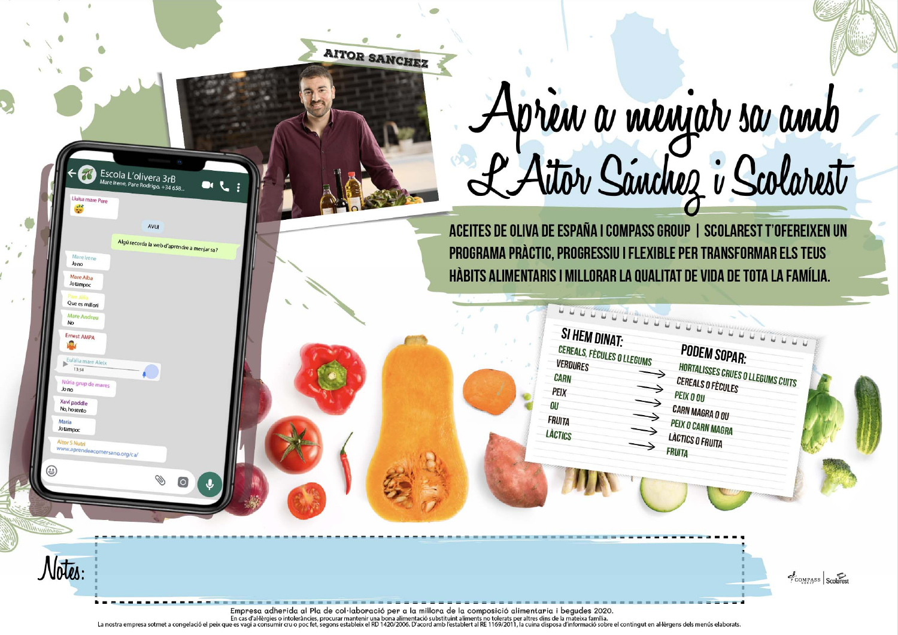# Aprèn a menjar sa amb L'Aitor Sánchez i Scolarest

**ACEITES DE OLIVA DE ESPAÑA I COMPASS GROUP | SCOLAREST T'OFEREIXEN UN PROGRAMA PRÀCTIC, PROGRESSIU I FLEXIBLE PER TRANSFORMAR ELS TEUS HÀBITS ALIMENTARIS I MILLORAR LA QUALITAT DE VIDA DE TOTA LA FAMÍLIA.**

| SI HEM DINAT: | | PODEM SOPAR: |
|---|---|---|
| CEREALS, FÈCULES O LLEGUMS | → | HORTALISSES CRUES O LLEGUMS CUITS |
| VERDURES | → | CEREALS O FÈCULES |
| CARN | → | PEIX O OU |
| PEIX | → | CARN MAGRA O OU |
| OU | → | PEIX O CARN MAGRA |
| FRUITA | → | LÀCTICS O FRUITA |
| LÀCTICS | → | FRUITA |

Notes:

Empresa adherida al Pla de col·laboració per a la millora de la composició alimentària i begudes 2020.

En cas d'al·lèrgies o intoleràncies, procurar mantenir una bona alimentació substituint aliments no tolerats per altres dins de la mateixa família.

La nostra empresa sotmet a congelació el peix que es vagi a consumir cru o poc fet, segons estableix el RD 1420/2006. D'acord amb l'establert al RE 1169/2011, la cuina disposa d'informació sobre el contingut en al·lèrgens dels menús elaborats.